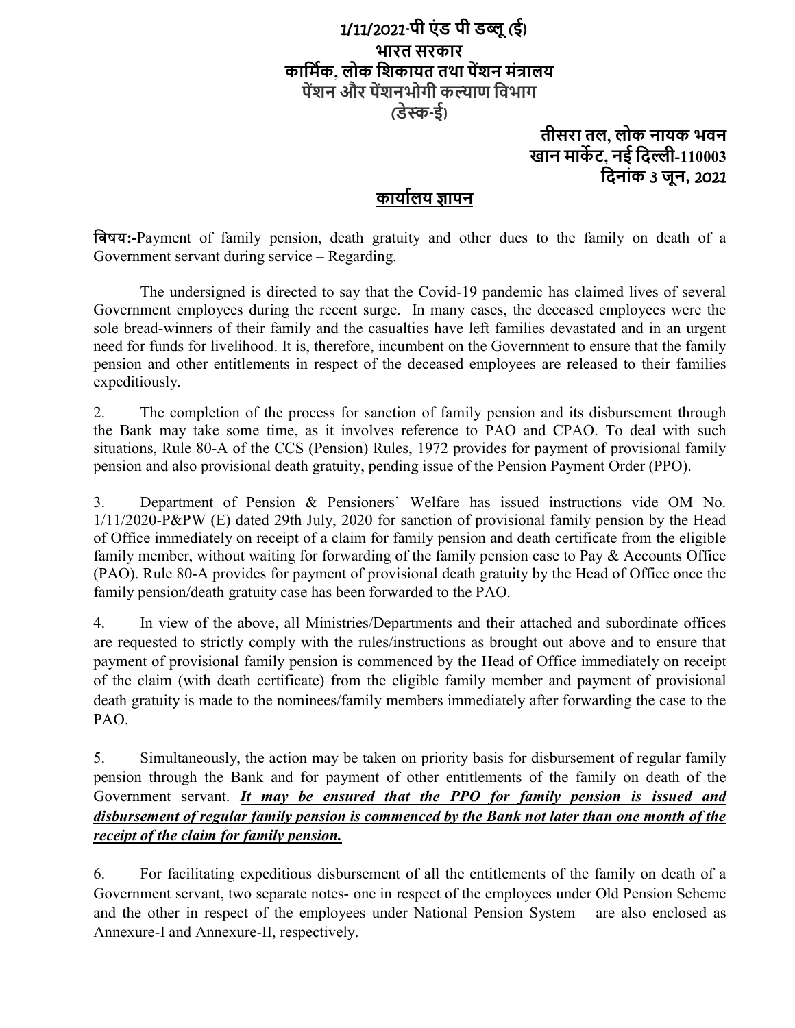**1/11/2021-पी एंड पी डब्लू (ई)**
**भारत सरकार**
**कार्मिक, लोक शिकायत तथा पेंशन मंत्रालय**
**पेंशन और पेंशनभोगी कल्याण विभाग**
**(डेस्क-ई)**

**तीसरा तल, लोक नायक भवन**
**खान मार्केट, नई दिल्ली-110003**
**दिनांक 3 जून, 2021**

## <u>कार्यालय ज्ञापन</u>

**विषय:-**Payment of family pension, death gratuity and other dues to the family on death of a Government servant during service – Regarding.

The undersigned is directed to say that the Covid-19 pandemic has claimed lives of several Government employees during the recent surge. In many cases, the deceased employees were the sole bread-winners of their family and the casualties have left families devastated and in an urgent need for funds for livelihood. It is, therefore, incumbent on the Government to ensure that the family pension and other entitlements in respect of the deceased employees are released to their families expeditiously.

2. The completion of the process for sanction of family pension and its disbursement through the Bank may take some time, as it involves reference to PAO and CPAO. To deal with such situations, Rule 80-A of the CCS (Pension) Rules, 1972 provides for payment of provisional family pension and also provisional death gratuity, pending issue of the Pension Payment Order (PPO).

3. Department of Pension & Pensioners' Welfare has issued instructions vide OM No. 1/11/2020-P&PW (E) dated 29th July, 2020 for sanction of provisional family pension by the Head of Office immediately on receipt of a claim for family pension and death certificate from the eligible family member, without waiting for forwarding of the family pension case to Pay & Accounts Office (PAO). Rule 80-A provides for payment of provisional death gratuity by the Head of Office once the family pension/death gratuity case has been forwarded to the PAO.

4. In view of the above, all Ministries/Departments and their attached and subordinate offices are requested to strictly comply with the rules/instructions as brought out above and to ensure that payment of provisional family pension is commenced by the Head of Office immediately on receipt of the claim (with death certificate) from the eligible family member and payment of provisional death gratuity is made to the nominees/family members immediately after forwarding the case to the PAO.

5. Simultaneously, the action may be taken on priority basis for disbursement of regular family pension through the Bank and for payment of other entitlements of the family on death of the Government servant. ***<u>It may be ensured that the PPO for family pension is issued and disbursement of regular family pension is commenced by the Bank not later than one month of the receipt of the claim for family pension.</u>***

6. For facilitating expeditious disbursement of all the entitlements of the family on death of a Government servant, two separate notes- one in respect of the employees under Old Pension Scheme and the other in respect of the employees under National Pension System – are also enclosed as Annexure-I and Annexure-II, respectively.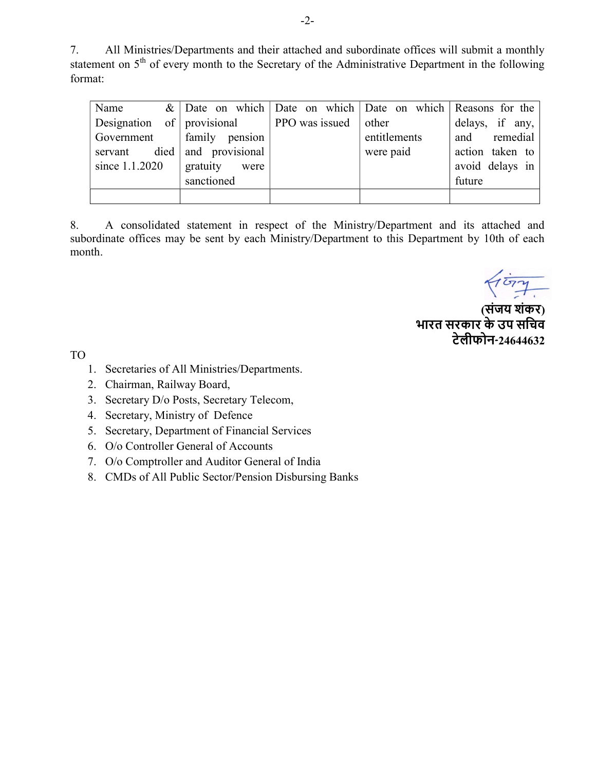7. All Ministries/Departments and their attached and subordinate offices will submit a monthly statement on 5th of every month to the Secretary of the Administrative Department in the following format:

| Name & Designation of Government servant died since 1.1.2020 | Date on which provisional family pension and provisional gratuity were sanctioned | Date on which PPO was issued | Date on which other entitlements were paid | Reasons for the delays, if any, and remedial action taken to avoid delays in future |
|---|---|---|---|---|
| | | | | |

8. A consolidated statement in respect of the Ministry/Department and its attached and subordinate offices may be sent by each Ministry/Department to this Department by 10th of each month.

**(संजय शंकर)**
**भारत सरकार के उप सचिव**
**टेलीफोन-24644632**

TO

1. Secretaries of All Ministries/Departments.
2. Chairman, Railway Board,
3. Secretary D/o Posts, Secretary Telecom,
4. Secretary, Ministry of Defence
5. Secretary, Department of Financial Services
6. O/o Controller General of Accounts
7. O/o Comptroller and Auditor General of India
8. CMDs of All Public Sector/Pension Disbursing Banks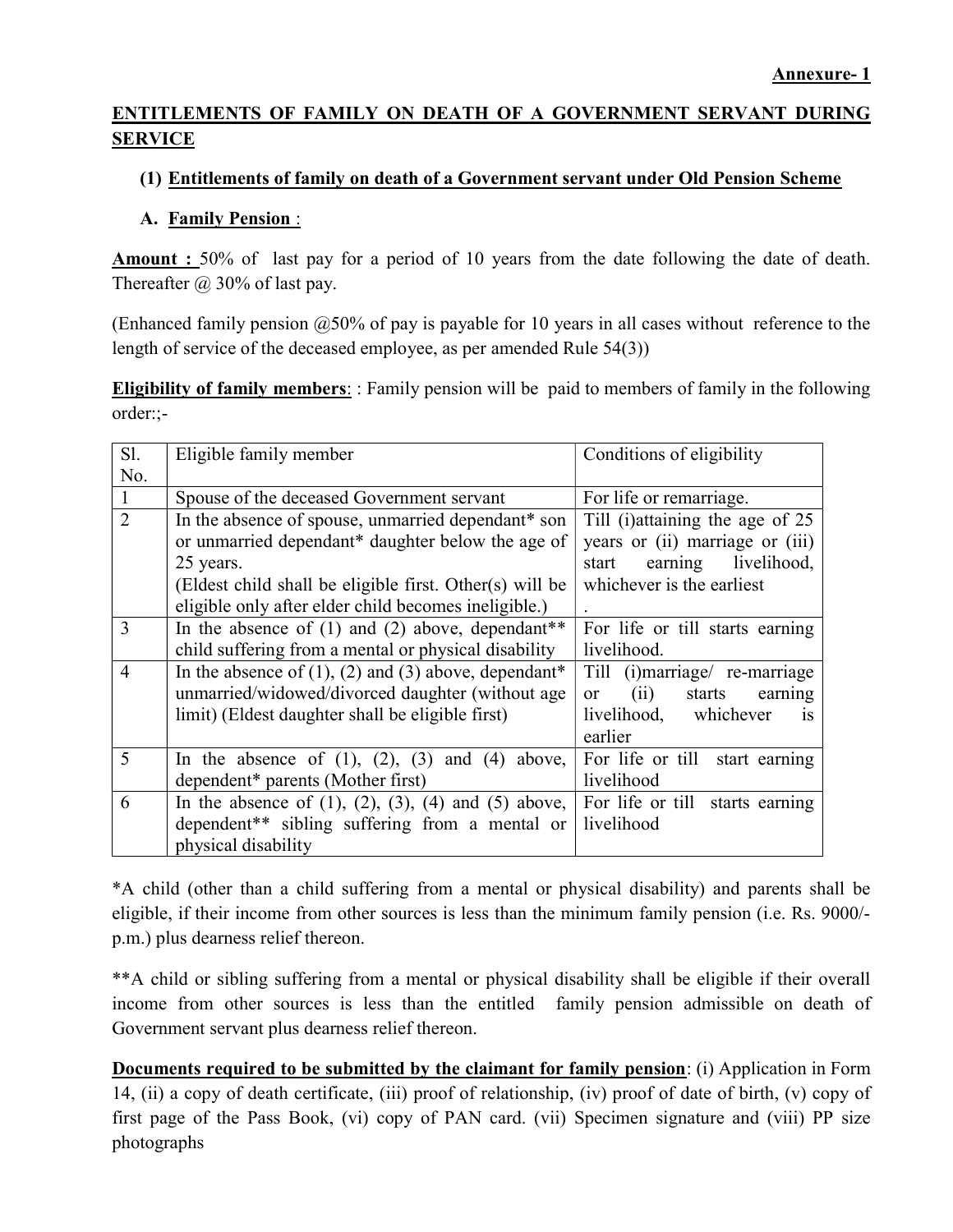**Annexure- 1**

## ENTITLEMENTS OF FAMILY ON DEATH OF A GOVERNMENT SERVANT DURING SERVICE

### (1) Entitlements of family on death of a Government servant under Old Pension Scheme

#### A. Family Pension :

**Amount :** 50% of last pay for a period of 10 years from the date following the date of death. Thereafter @ 30% of last pay.

(Enhanced family pension @50% of pay is payable for 10 years in all cases without reference to the length of service of the deceased employee, as per amended Rule 54(3))

**Eligibility of family members**: : Family pension will be paid to members of family in the following order:;-

| Sl. No. | Eligible family member | Conditions of eligibility |
|---|---|---|
| 1 | Spouse of the deceased Government servant | For life or remarriage. |
| 2 | In the absence of spouse, unmarried dependant* son or unmarried dependant* daughter below the age of 25 years.<br>(Eldest child shall be eligible first. Other(s) will be eligible only after elder child becomes ineligible.) | Till (i)attaining the age of 25 years or (ii) marriage or (iii) start earning livelihood, whichever is the earliest<br>. |
| 3 | In the absence of (1) and (2) above, dependant** child suffering from a mental or physical disability | For life or till starts earning livelihood. |
| 4 | In the absence of (1), (2) and (3) above, dependant* unmarried/widowed/divorced daughter (without age limit) (Eldest daughter shall be eligible first) | Till (i)marriage/ re-marriage or (ii) starts earning livelihood, whichever is earlier |
| 5 | In the absence of (1), (2), (3) and (4) above, dependent* parents (Mother first) | For life or till start earning livelihood |
| 6 | In the absence of (1), (2), (3), (4) and (5) above, dependent** sibling suffering from a mental or physical disability | For life or till starts earning livelihood |

*A child (other than a child suffering from a mental or physical disability) and parents shall be eligible, if their income from other sources is less than the minimum family pension (i.e. Rs. 9000/- p.m.) plus dearness relief thereon.

**A child or sibling suffering from a mental or physical disability shall be eligible if their overall income from other sources is less than the entitled family pension admissible on death of Government servant plus dearness relief thereon.

**Documents required to be submitted by the claimant for family pension**: (i) Application in Form 14, (ii) a copy of death certificate, (iii) proof of relationship, (iv) proof of date of birth, (v) copy of first page of the Pass Book, (vi) copy of PAN card. (vii) Specimen signature and (viii) PP size photographs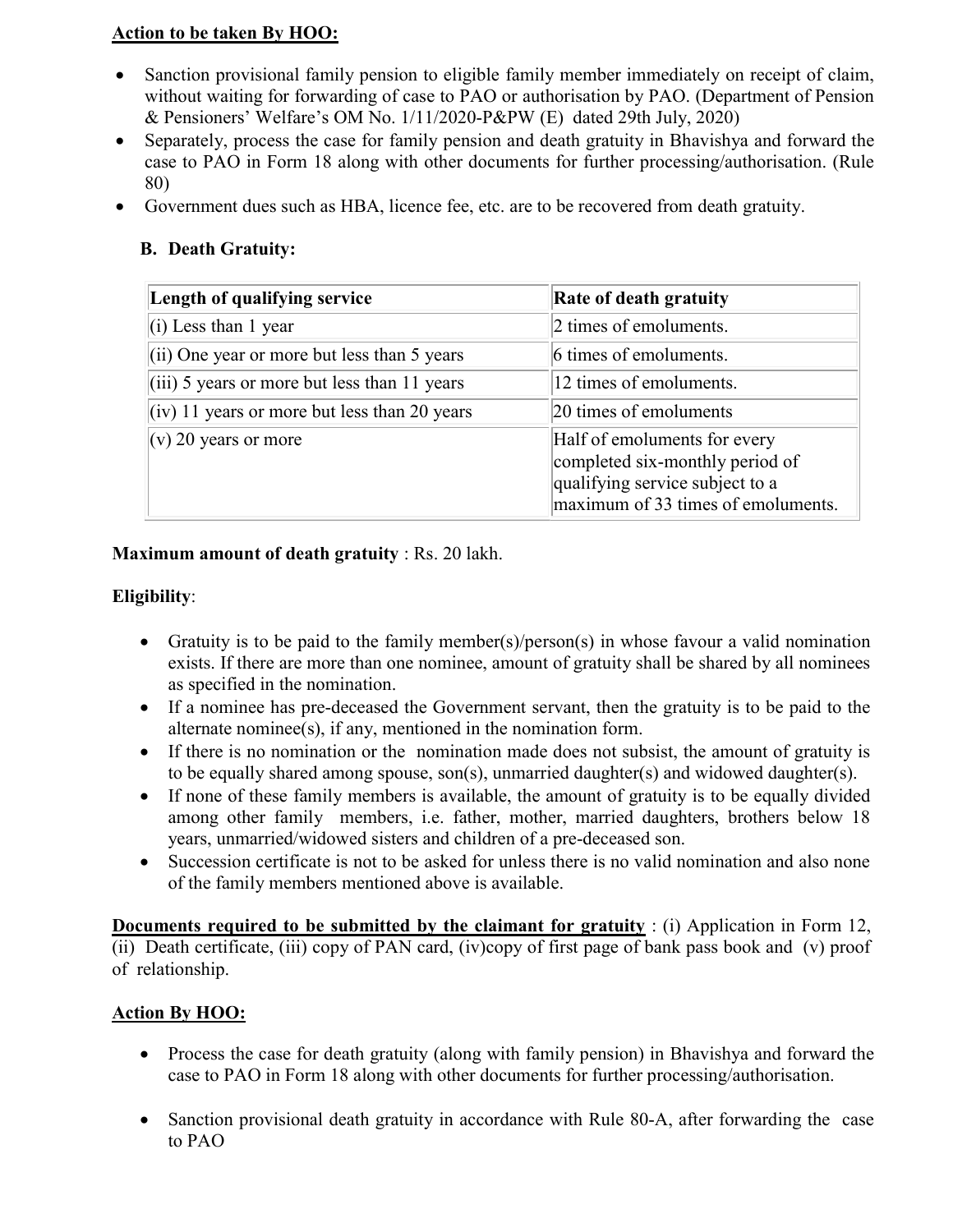**Action to be taken By HOO:**

- Sanction provisional family pension to eligible family member immediately on receipt of claim, without waiting for forwarding of case to PAO or authorisation by PAO. (Department of Pension & Pensioners' Welfare's OM No. 1/11/2020-P&PW (E) dated 29th July, 2020)
- Separately, process the case for family pension and death gratuity in Bhavishya and forward the case to PAO in Form 18 along with other documents for further processing/authorisation. (Rule 80)
- Government dues such as HBA, licence fee, etc. are to be recovered from death gratuity.

### B. Death Gratuity:

| Length of qualifying service | Rate of death gratuity |
|---|---|
| (i) Less than 1 year | 2 times of emoluments. |
| (ii) One year or more but less than 5 years | 6 times of emoluments. |
| (iii) 5 years or more but less than 11 years | 12 times of emoluments. |
| (iv) 11 years or more but less than 20 years | 20 times of emoluments |
| (v) 20 years or more | Half of emoluments for every completed six-monthly period of qualifying service subject to a maximum of 33 times of emoluments. |

**Maximum amount of death gratuity** : Rs. 20 lakh.

**Eligibility**:

- Gratuity is to be paid to the family member(s)/person(s) in whose favour a valid nomination exists. If there are more than one nominee, amount of gratuity shall be shared by all nominees as specified in the nomination.
- If a nominee has pre-deceased the Government servant, then the gratuity is to be paid to the alternate nominee(s), if any, mentioned in the nomination form.
- If there is no nomination or the nomination made does not subsist, the amount of gratuity is to be equally shared among spouse, son(s), unmarried daughter(s) and widowed daughter(s).
- If none of these family members is available, the amount of gratuity is to be equally divided among other family members, i.e. father, mother, married daughters, brothers below 18 years, unmarried/widowed sisters and children of a pre-deceased son.
- Succession certificate is not to be asked for unless there is no valid nomination and also none of the family members mentioned above is available.

**Documents required to be submitted by the claimant for gratuity** : (i) Application in Form 12, (ii) Death certificate, (iii) copy of PAN card, (iv)copy of first page of bank pass book and (v) proof of relationship.

**Action By HOO:**

- Process the case for death gratuity (along with family pension) in Bhavishya and forward the case to PAO in Form 18 along with other documents for further processing/authorisation.
- Sanction provisional death gratuity in accordance with Rule 80-A, after forwarding the case to PAO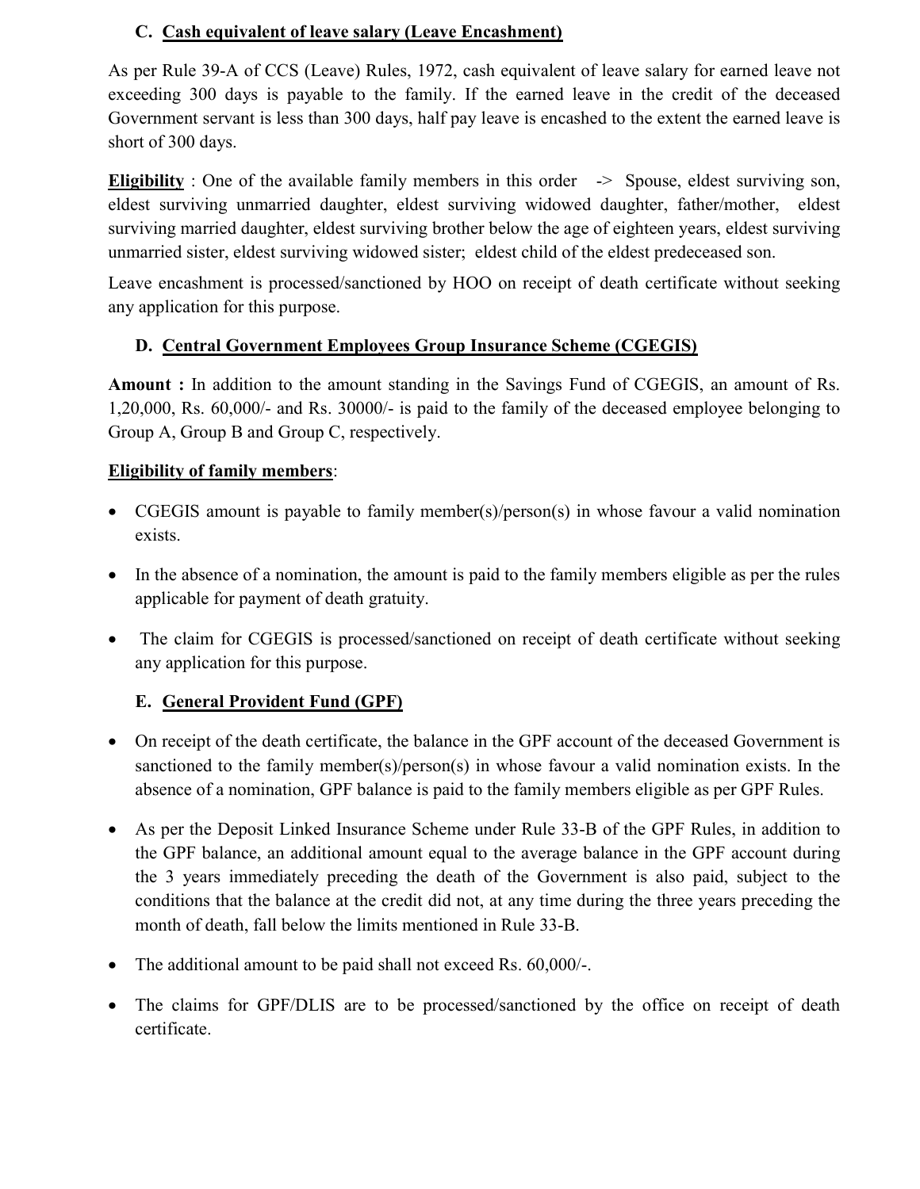### C. Cash equivalent of leave salary (Leave Encashment)

As per Rule 39-A of CCS (Leave) Rules, 1972, cash equivalent of leave salary for earned leave not exceeding 300 days is payable to the family. If the earned leave in the credit of the deceased Government servant is less than 300 days, half pay leave is encashed to the extent the earned leave is short of 300 days.

**Eligibility** : One of the available family members in this order -> Spouse, eldest surviving son, eldest surviving unmarried daughter, eldest surviving widowed daughter, father/mother, eldest surviving married daughter, eldest surviving brother below the age of eighteen years, eldest surviving unmarried sister, eldest surviving widowed sister; eldest child of the eldest predeceased son.

Leave encashment is processed/sanctioned by HOO on receipt of death certificate without seeking any application for this purpose.

### D. Central Government Employees Group Insurance Scheme (CGEGIS)

**Amount :** In addition to the amount standing in the Savings Fund of CGEGIS, an amount of Rs. 1,20,000, Rs. 60,000/- and Rs. 30000/- is paid to the family of the deceased employee belonging to Group A, Group B and Group C, respectively.

**Eligibility of family members**:

- CGEGIS amount is payable to family member(s)/person(s) in whose favour a valid nomination exists.
- In the absence of a nomination, the amount is paid to the family members eligible as per the rules applicable for payment of death gratuity.
- The claim for CGEGIS is processed/sanctioned on receipt of death certificate without seeking any application for this purpose.

### E. General Provident Fund (GPF)

- On receipt of the death certificate, the balance in the GPF account of the deceased Government is sanctioned to the family member(s)/person(s) in whose favour a valid nomination exists. In the absence of a nomination, GPF balance is paid to the family members eligible as per GPF Rules.
- As per the Deposit Linked Insurance Scheme under Rule 33-B of the GPF Rules, in addition to the GPF balance, an additional amount equal to the average balance in the GPF account during the 3 years immediately preceding the death of the Government is also paid, subject to the conditions that the balance at the credit did not, at any time during the three years preceding the month of death, fall below the limits mentioned in Rule 33-B.
- The additional amount to be paid shall not exceed Rs. 60,000/-.
- The claims for GPF/DLIS are to be processed/sanctioned by the office on receipt of death certificate.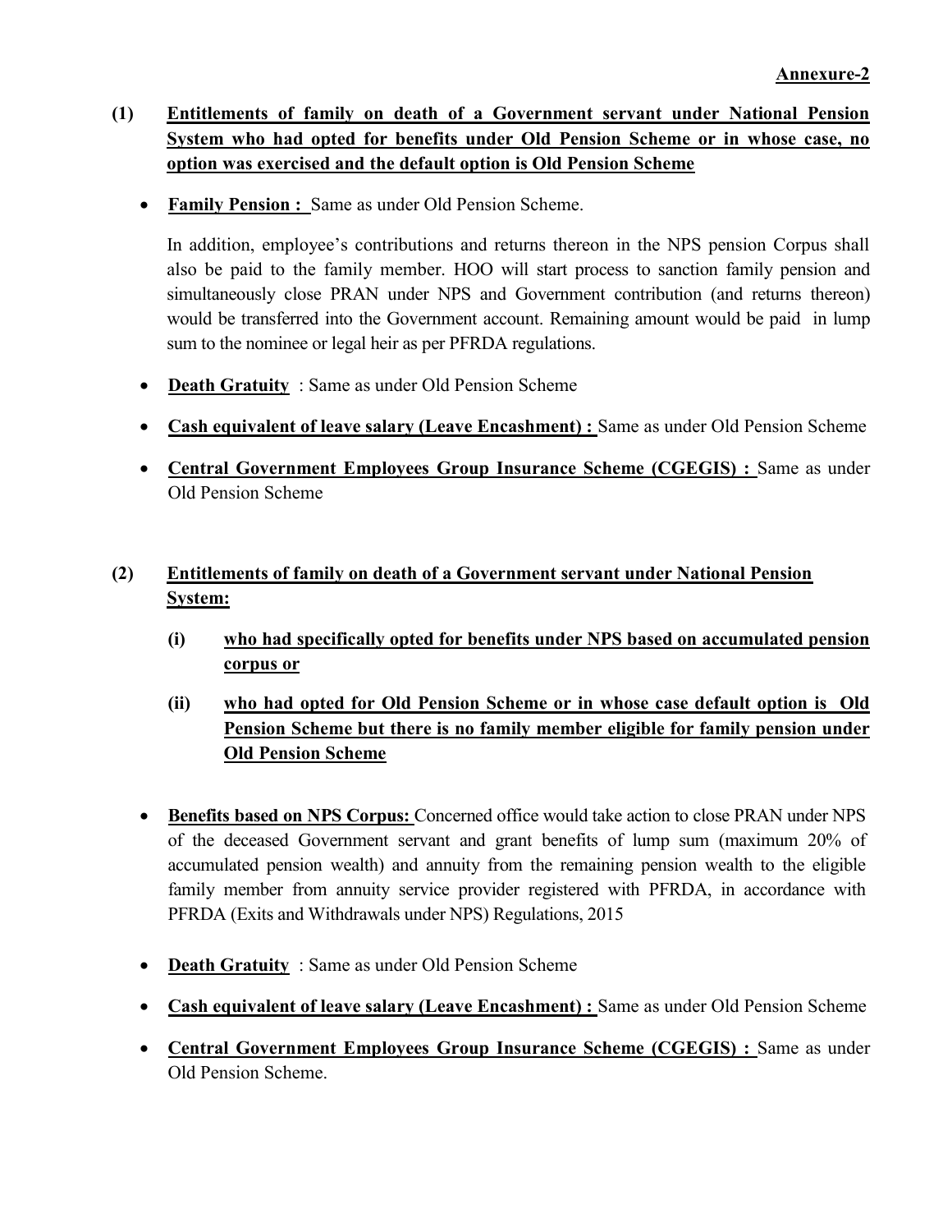**Annexure-2**

**(1) Entitlements of family on death of a Government servant under National Pension System who had opted for benefits under Old Pension Scheme or in whose case, no option was exercised and the default option is Old Pension Scheme**

- **Family Pension :** Same as under Old Pension Scheme.

  In addition, employee's contributions and returns thereon in the NPS pension Corpus shall also be paid to the family member. HOO will start process to sanction family pension and simultaneously close PRAN under NPS and Government contribution (and returns thereon) would be transferred into the Government account. Remaining amount would be paid in lump sum to the nominee or legal heir as per PFRDA regulations.

- **Death Gratuity** : Same as under Old Pension Scheme
- **Cash equivalent of leave salary (Leave Encashment) :** Same as under Old Pension Scheme
- **Central Government Employees Group Insurance Scheme (CGEGIS) :** Same as under Old Pension Scheme

**(2) Entitlements of family on death of a Government servant under National Pension System:**

**(i) who had specifically opted for benefits under NPS based on accumulated pension corpus or**

**(ii) who had opted for Old Pension Scheme or in whose case default option is Old Pension Scheme but there is no family member eligible for family pension under Old Pension Scheme**

- **Benefits based on NPS Corpus:** Concerned office would take action to close PRAN under NPS of the deceased Government servant and grant benefits of lump sum (maximum 20% of accumulated pension wealth) and annuity from the remaining pension wealth to the eligible family member from annuity service provider registered with PFRDA, in accordance with PFRDA (Exits and Withdrawals under NPS) Regulations, 2015
- **Death Gratuity** : Same as under Old Pension Scheme
- **Cash equivalent of leave salary (Leave Encashment) :** Same as under Old Pension Scheme
- **Central Government Employees Group Insurance Scheme (CGEGIS) :** Same as under Old Pension Scheme.